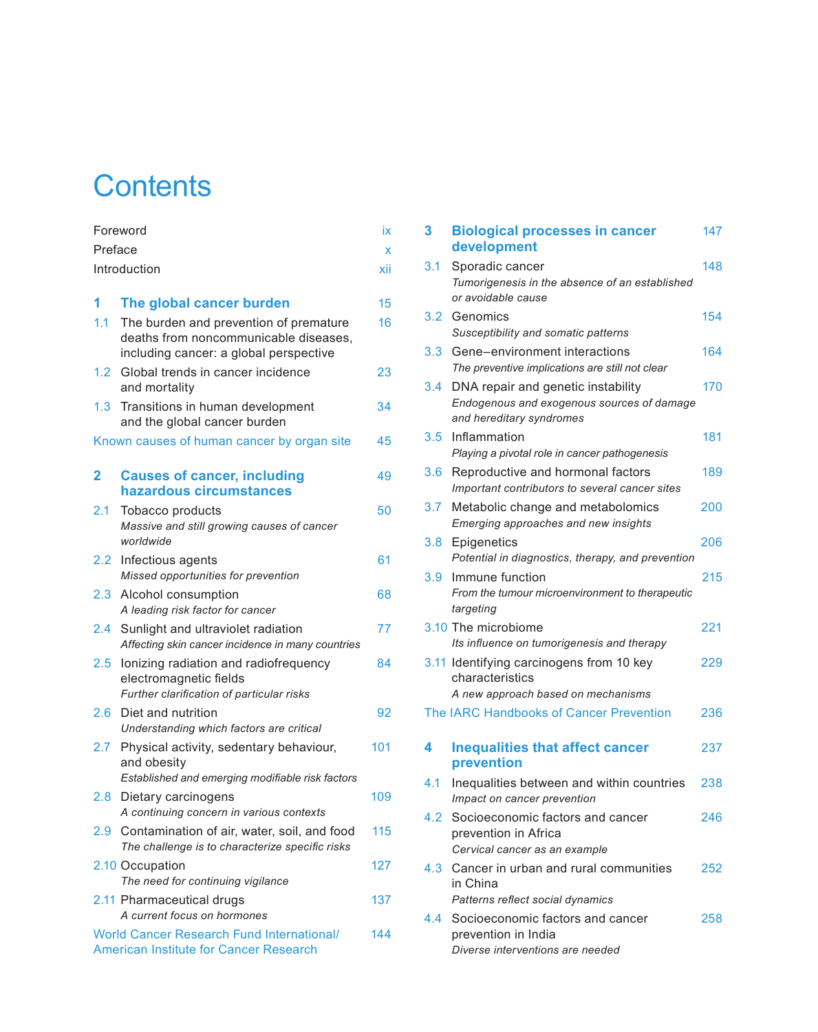# Contents

Foreword ix
Preface x
Introduction xii

## 1 The global cancer burden 15

1.1 The burden and prevention of premature deaths from noncommunicable diseases, including cancer: a global perspective 16

1.2 Global trends in cancer incidence and mortality 23

1.3 Transitions in human development and the global cancer burden 34

Known causes of human cancer by organ site 45

## 2 Causes of cancer, including hazardous circumstances 49

2.1 Tobacco products 50
*Massive and still growing causes of cancer worldwide*

2.2 Infectious agents 61
*Missed opportunities for prevention*

2.3 Alcohol consumption 68
*A leading risk factor for cancer*

2.4 Sunlight and ultraviolet radiation 77
*Affecting skin cancer incidence in many countries*

2.5 Ionizing radiation and radiofrequency electromagnetic fields 84
*Further clarification of particular risks*

2.6 Diet and nutrition 92
*Understanding which factors are critical*

2.7 Physical activity, sedentary behaviour, and obesity 101
*Established and emerging modifiable risk factors*

2.8 Dietary carcinogens 109
*A continuing concern in various contexts*

2.9 Contamination of air, water, soil, and food 115
*The challenge is to characterize specific risks*

2.10 Occupation 127
*The need for continuing vigilance*

2.11 Pharmaceutical drugs 137
*A current focus on hormones*

World Cancer Research Fund International/ American Institute for Cancer Research 144

## 3 Biological processes in cancer development 147

3.1 Sporadic cancer 148
*Tumorigenesis in the absence of an established or avoidable cause*

3.2 Genomics 154
*Susceptibility and somatic patterns*

3.3 Gene–environment interactions 164
*The preventive implications are still not clear*

3.4 DNA repair and genetic instability 170
*Endogenous and exogenous sources of damage and hereditary syndromes*

3.5 Inflammation 181
*Playing a pivotal role in cancer pathogenesis*

3.6 Reproductive and hormonal factors 189
*Important contributors to several cancer sites*

3.7 Metabolic change and metabolomics 200
*Emerging approaches and new insights*

3.8 Epigenetics 206
*Potential in diagnostics, therapy, and prevention*

3.9 Immune function 215
*From the tumour microenvironment to therapeutic targeting*

3.10 The microbiome 221
*Its influence on tumorigenesis and therapy*

3.11 Identifying carcinogens from 10 key characteristics 229
*A new approach based on mechanisms*

The IARC Handbooks of Cancer Prevention 236

## 4 Inequalities that affect cancer prevention 237

4.1 Inequalities between and within countries 238
*Impact on cancer prevention*

4.2 Socioeconomic factors and cancer prevention in Africa 246
*Cervical cancer as an example*

4.3 Cancer in urban and rural communities in China 252
*Patterns reflect social dynamics*

4.4 Socioeconomic factors and cancer prevention in India 258
*Diverse interventions are needed*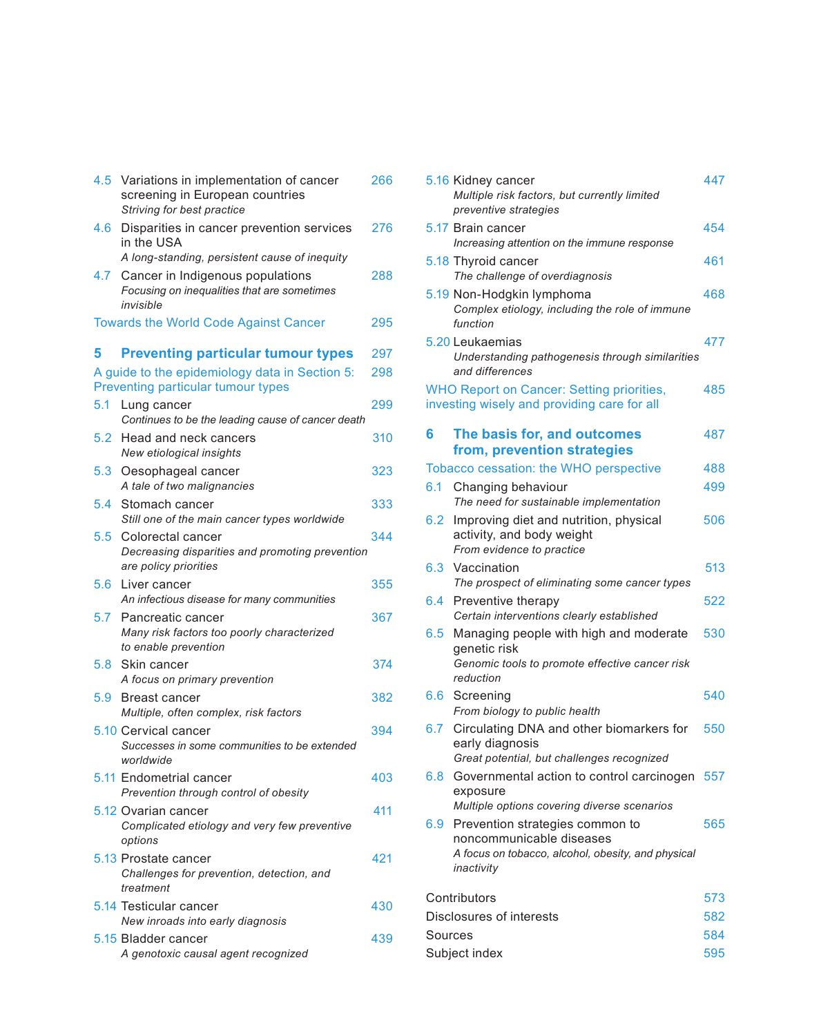4.5 Variations in implementation of cancer screening in European countries 266
*Striving for best practice*

4.6 Disparities in cancer prevention services in the USA 276
*A long-standing, persistent cause of inequity*

4.7 Cancer in Indigenous populations 288
*Focusing on inequalities that are sometimes invisible*

Towards the World Code Against Cancer 295

## 5 Preventing particular tumour types 297

A guide to the epidemiology data in Section 5: Preventing particular tumour types 298

5.1 Lung cancer 299
*Continues to be the leading cause of cancer death*

5.2 Head and neck cancers 310
*New etiological insights*

5.3 Oesophageal cancer 323
*A tale of two malignancies*

5.4 Stomach cancer 333
*Still one of the main cancer types worldwide*

5.5 Colorectal cancer 344
*Decreasing disparities and promoting prevention are policy priorities*

5.6 Liver cancer 355
*An infectious disease for many communities*

5.7 Pancreatic cancer 367
*Many risk factors too poorly characterized to enable prevention*

5.8 Skin cancer 374
*A focus on primary prevention*

5.9 Breast cancer 382
*Multiple, often complex, risk factors*

5.10 Cervical cancer 394
*Successes in some communities to be extended worldwide*

5.11 Endometrial cancer 403
*Prevention through control of obesity*

5.12 Ovarian cancer 411
*Complicated etiology and very few preventive options*

5.13 Prostate cancer 421
*Challenges for prevention, detection, and treatment*

5.14 Testicular cancer 430
*New inroads into early diagnosis*

5.15 Bladder cancer 439
*A genotoxic causal agent recognized*

5.16 Kidney cancer 447
*Multiple risk factors, but currently limited preventive strategies*

5.17 Brain cancer 454
*Increasing attention on the immune response*

5.18 Thyroid cancer 461
*The challenge of overdiagnosis*

5.19 Non-Hodgkin lymphoma 468
*Complex etiology, including the role of immune function*

5.20 Leukaemias 477
*Understanding pathogenesis through similarities and differences*

WHO Report on Cancer: Setting priorities, investing wisely and providing care for all 485

## 6 The basis for, and outcomes from, prevention strategies 487

Tobacco cessation: the WHO perspective 488

6.1 Changing behaviour 499
*The need for sustainable implementation*

6.2 Improving diet and nutrition, physical activity, and body weight 506
*From evidence to practice*

6.3 Vaccination 513
*The prospect of eliminating some cancer types*

6.4 Preventive therapy 522
*Certain interventions clearly established*

6.5 Managing people with high and moderate genetic risk 530
*Genomic tools to promote effective cancer risk reduction*

6.6 Screening 540
*From biology to public health*

6.7 Circulating DNA and other biomarkers for early diagnosis 550
*Great potential, but challenges recognized*

6.8 Governmental action to control carcinogen exposure 557
*Multiple options covering diverse scenarios*

6.9 Prevention strategies common to noncommunicable diseases 565
*A focus on tobacco, alcohol, obesity, and physical inactivity*

Contributors 573

Disclosures of interests 582

Sources 584

Subject index 595